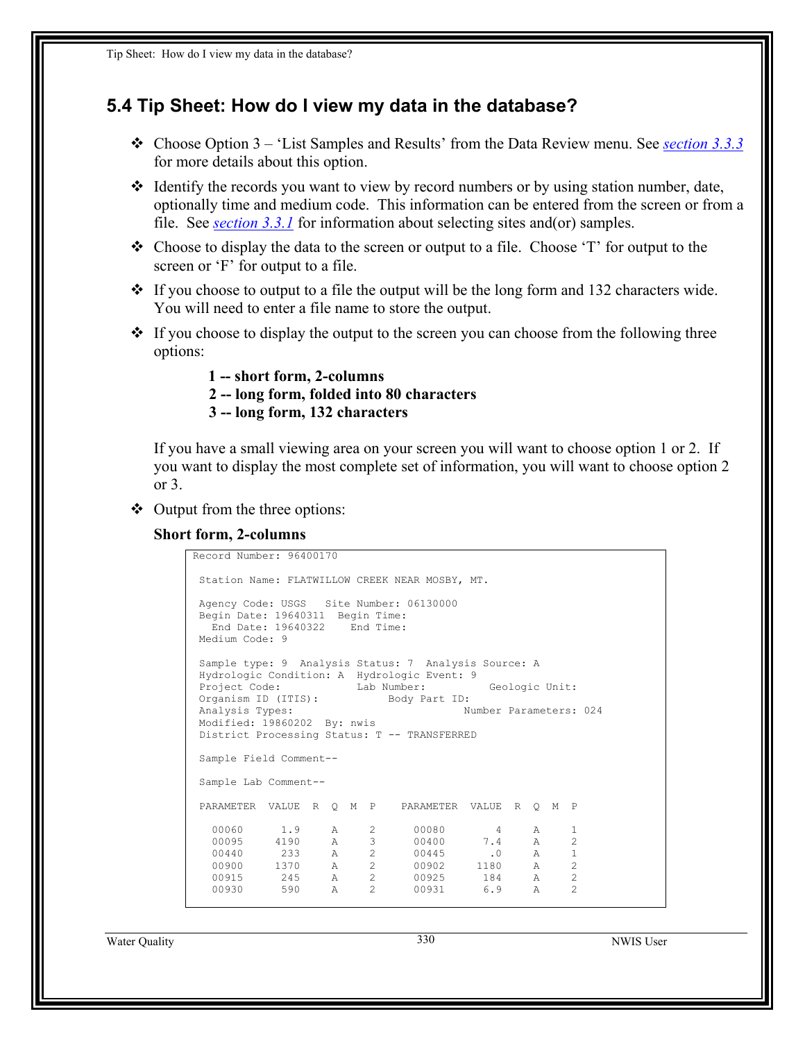## 5.4 Tip Sheet: How do I view my data in the database?

- Choose Option 3 – 'List Samples and Results' from the Data Review menu. See *section 3.3.3* for more details about this option.
- Identify the records you want to view by record numbers or by using station number, date, optionally time and medium code. This information can be entered from the screen or from a file. See *section 3.3.1* for information about selecting sites and(or) samples.
- Choose to display the data to the screen or output to a file. Choose 'T' for output to the screen or 'F' for output to a file.
- If you choose to output to a file the output will be the long form and 132 characters wide. You will need to enter a file name to store the output.
- If you choose to display the output to the screen you can choose from the following three options:

  **1 -- short form, 2-columns**
  **2 -- long form, folded into 80 characters**
  **3 -- long form, 132 characters**

  If you have a small viewing area on your screen you will want to choose option 1 or 2. If you want to display the most complete set of information, you will want to choose option 2 or 3.

- Output from the three options:

  **Short form, 2-columns**

```
Record Number: 96400170

 Station Name: FLATWILLOW CREEK NEAR MOSBY, MT.

 Agency Code: USGS   Site Number: 06130000
 Begin Date: 19640311  Begin Time:
   End Date: 19640322    End Time:
 Medium Code: 9

 Sample type: 9  Analysis Status: 7  Analysis Source: A
 Hydrologic Condition: A  Hydrologic Event: 9
 Project Code:            Lab Number:          Geologic Unit:
 Organism ID (ITIS):           Body Part ID:
 Analysis Types:                              Number Parameters: 024
 Modified: 19860202  By: nwis
 District Processing Status: T -- TRANSFERRED

 Sample Field Comment--

 Sample Lab Comment--

 PARAMETER  VALUE  R  Q  M  P    PARAMETER  VALUE  R  Q  M  P

   00060      1.9     A     2      00080        4     A     1
   00095     4190     A     3      00400      7.4     A     2
   00440      233     A     2      00445       .0     A     1
   00900     1370     A     2      00902     1180     A     2
   00915      245     A     2      00925      184     A     2
   00930      590     A     2      00931      6.9     A     2
```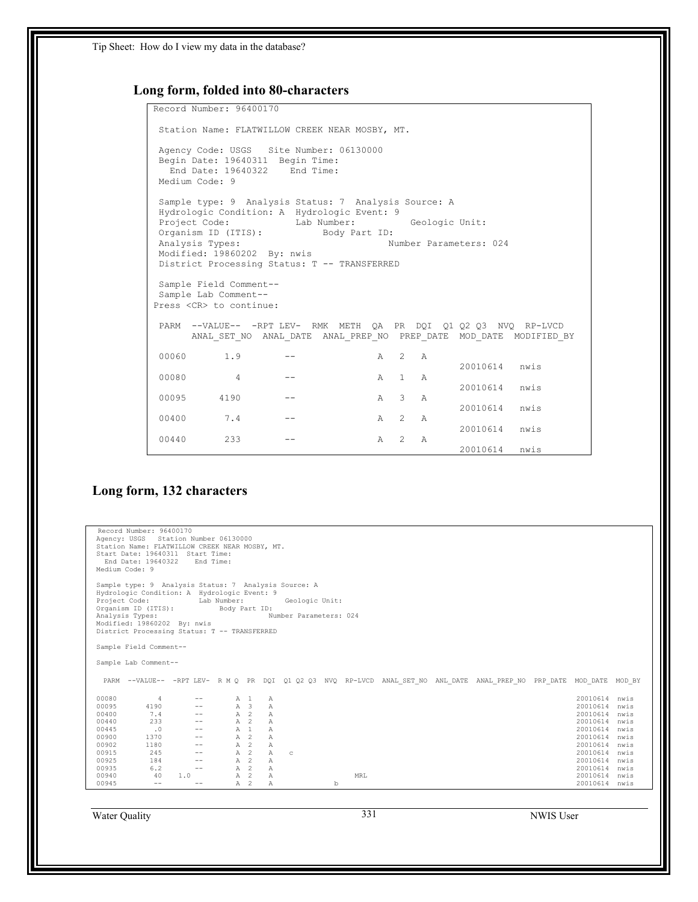### Long form, folded into 80-characters

```
Record Number: 96400170

 Station Name: FLATWILLOW CREEK NEAR MOSBY, MT.

 Agency Code: USGS   Site Number: 06130000
 Begin Date: 19640311  Begin Time:
   End Date: 19640322    End Time:
 Medium Code: 9

 Sample type: 9  Analysis Status: 7  Analysis Source: A
 Hydrologic Condition: A  Hydrologic Event: 9
 Project Code:            Lab Number:          Geologic Unit:
 Organism ID (ITIS):           Body Part ID:
 Analysis Types:                           Number Parameters: 024
 Modified: 19860202  By: nwis
 District Processing Status: T -- TRANSFERRED

 Sample Field Comment--
 Sample Lab Comment--
Press <CR> to continue:

 PARM  --VALUE--  -RPT LEV-  RMK  METH  QA  PR  DQI  Q1 Q2 Q3  NVQ  RP-LVCD
       ANAL_SET_NO  ANAL_DATE  ANAL_PREP_NO  PREP_DATE  MOD_DATE  MODIFIED_BY

 00060       1.9        --               A   2   A
                                                        20010614   nwis
 00080         4        --               A   1   A
                                                        20010614   nwis
 00095      4190        --               A   3   A
                                                        20010614   nwis
 00400       7.4        --               A   2   A
                                                        20010614   nwis
 00440       233        --               A   2   A
                                                        20010614   nwis
```

## Long form, 132 characters

```
 Record Number: 96400170
Agency: USGS   Station Number 06130000
Station Name: FLATWILLOW CREEK NEAR MOSBY, MT.
Start Date: 19640311  Start Time:
  End Date: 19640322    End Time:
Medium Code: 9

Sample type: 9  Analysis Status: 7  Analysis Source: A
Hydrologic Condition: A  Hydrologic Event: 9
Project Code:            Lab Number:          Geologic Unit:
Organism ID (ITIS):           Body Part ID:
Analysis Types:                           Number Parameters: 024
Modified: 19860202  By: nwis
District Processing Status: T -- TRANSFERRED

Sample Field Comment--

Sample Lab Comment--

  PARM  --VALUE--  -RPT LEV-  R M Q  PR  DQI  Q1 Q2 Q3  NVQ  RP-LVCD  ANAL_SET_NO  ANL_DATE  ANAL_PREP_NO  PRP_DATE  MOD_DATE  MOD_BY

00080          4        --        A  1    A                                                                          20010614  nwis
00095       4190        --        A  3    A                                                                          20010614  nwis
00400        7.4        --        A  2    A                                                                          20010614  nwis
00440        233        --        A  2    A                                                                          20010614  nwis
00445         .0        --        A  1    A                                                                          20010614  nwis
00900       1370        --        A  2    A                                                                          20010614  nwis
00902       1180        --        A  2    A                                                                          20010614  nwis
00915        245        --        A  2    A    c                                                                     20010614  nwis
00925        184        --        A  2    A                                                                          20010614  nwis
00935        6.2        --        A  2    A                                                                          20010614  nwis
00940         40    1.0           A  2    A                    MRL                                                   20010614  nwis
00945         --        --        A  2    A              b                                                           20010614  nwis
```